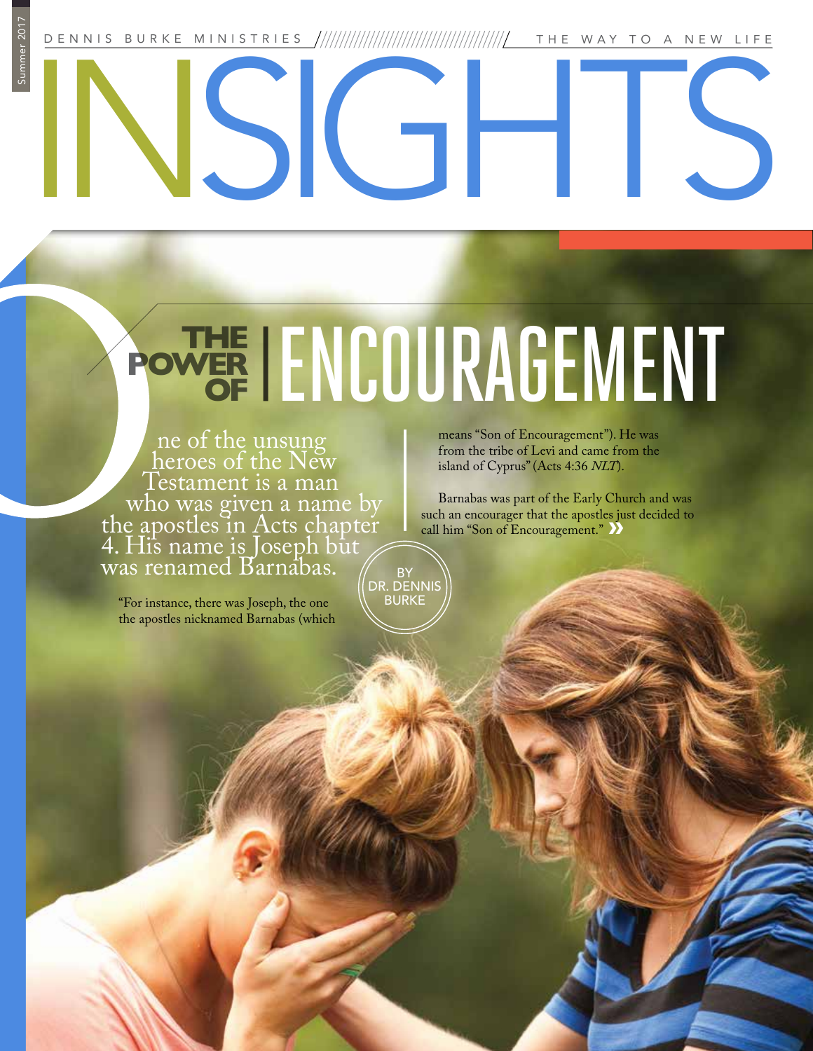DENNIS BURKE MINISTRIES — THE WAY TO A NEW LIFE

# INSIGHTS

# THE POWER OF ENCOURAGEMENT

BY DR. DENNIS BURKE

One of the unsung heroes of the New Testament is a man who was given a name by the apostles in Acts chapter 4. His name is Joseph but was renamed Barnabas.

"For instance, there was Joseph, the one the apostles nicknamed Barnabas (which means "Son of Encouragement"). He was from the tribe of Levi and came from the island of Cyprus" (Acts 4:36 *NLT*).

Barnabas was part of the Early Church and was such an encourager that the apostles just decided to call him "Son of Encouragement." »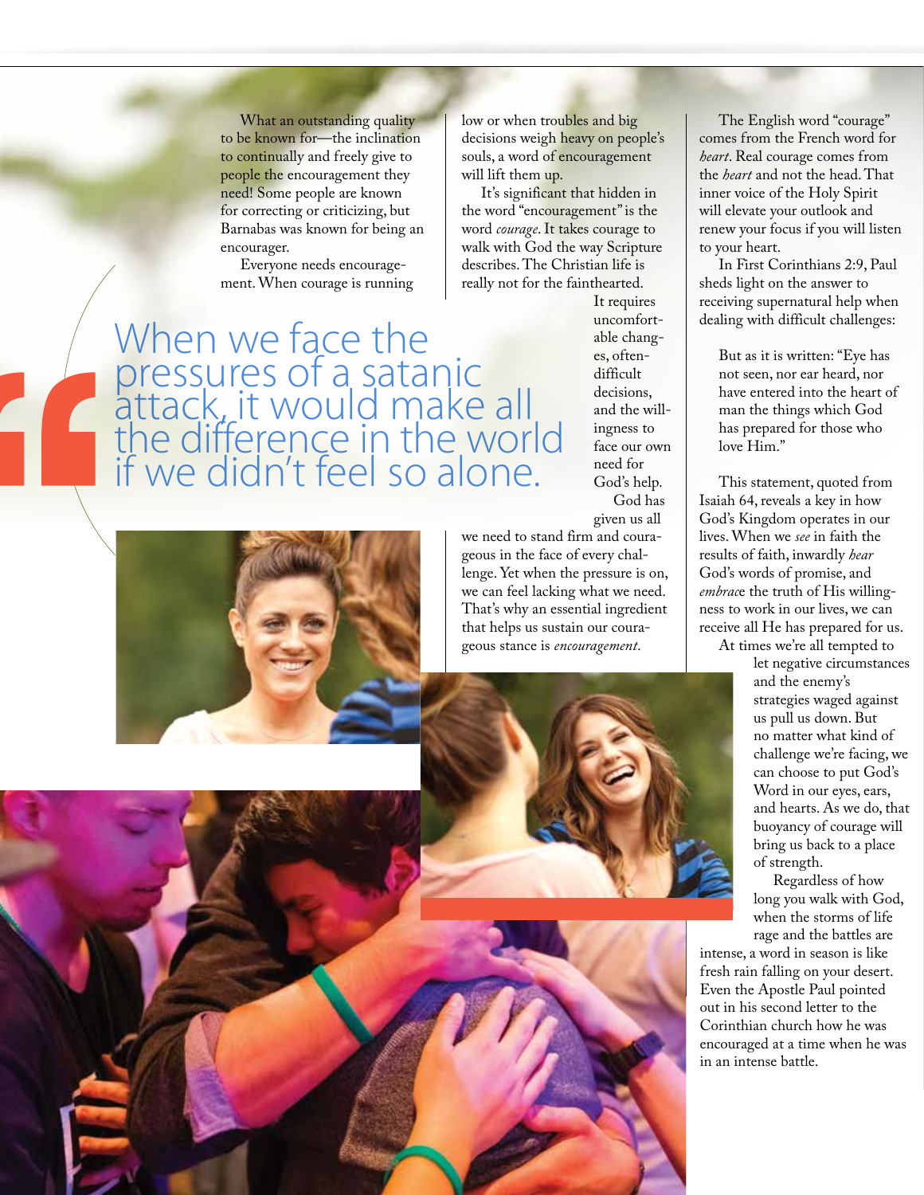What an outstanding quality to be known for—the inclination to continually and freely give to people the encouragement they need! Some people are known for correcting or criticizing, but Barnabas was known for being an encourager.

Everyone needs encouragement. When courage is running low or when troubles and big decisions weigh heavy on people's souls, a word of encouragement will lift them up.

It's significant that hidden in the word "encouragement" is the word *courage*. It takes courage to walk with God the way Scripture describes. The Christian life is really not for the fainthearted. It requires uncomfortable changes, often-difficult decisions, and the willingness to face our own need for God's help.

> When we face the pressures of a satanic attack, it would make all the difference in the world if we didn't feel so alone.

God has given us all we need to stand firm and courageous in the face of every challenge. Yet when the pressure is on, we can feel lacking what we need. That's why an essential ingredient that helps us sustain our courageous stance is *encouragement*.

The English word "courage" comes from the French word for *heart*. Real courage comes from the *heart* and not the head. That inner voice of the Holy Spirit will elevate your outlook and renew your focus if you will listen to your heart.

In First Corinthians 2:9, Paul sheds light on the answer to receiving supernatural help when dealing with difficult challenges:

> But as it is written: "Eye has not seen, nor ear heard, nor have entered into the heart of man the things which God has prepared for those who love Him."

This statement, quoted from Isaiah 64, reveals a key in how God's Kingdom operates in our lives. When we *see* in faith the results of faith, inwardly *hear* God's words of promise, and *embrace* the truth of His willingness to work in our lives, we can receive all He has prepared for us.

At times we're all tempted to let negative circumstances and the enemy's strategies waged against us pull us down. But no matter what kind of challenge we're facing, we can choose to put God's Word in our eyes, ears, and hearts. As we do, that buoyancy of courage will bring us back to a place of strength.

Regardless of how long you walk with God, when the storms of life rage and the battles are intense, a word in season is like fresh rain falling on your desert. Even the Apostle Paul pointed out in his second letter to the Corinthian church how he was encouraged at a time when he was in an intense battle.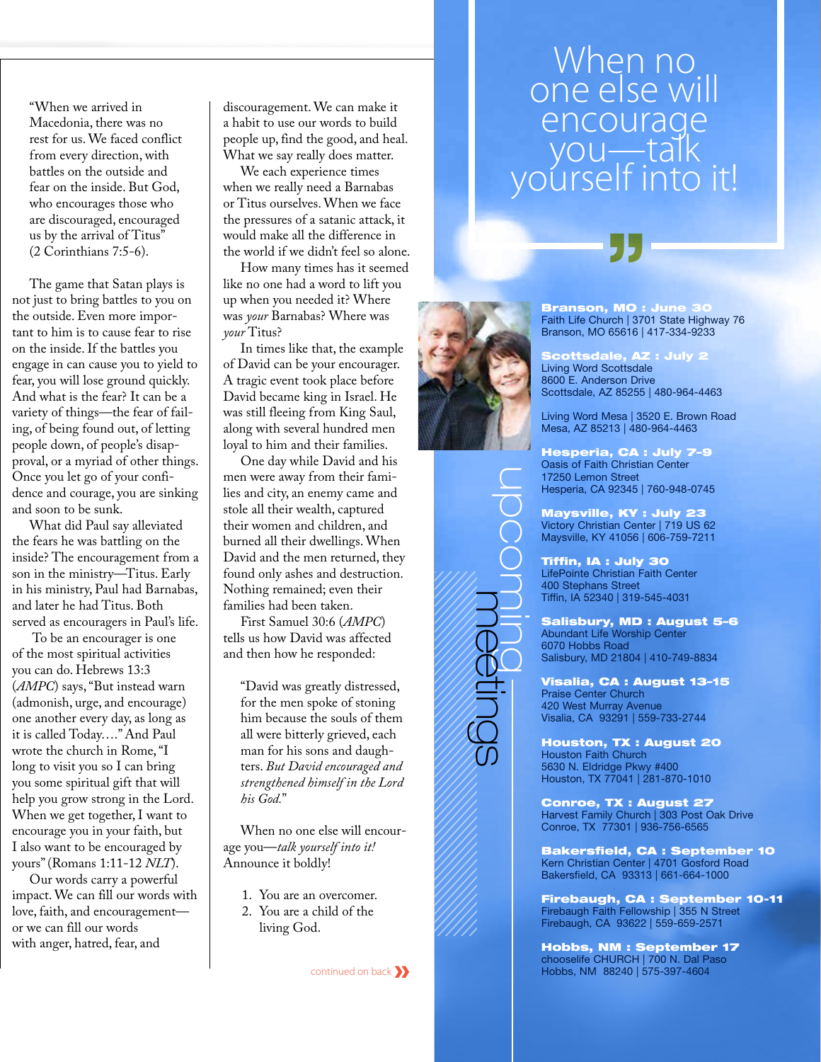"When we arrived in Macedonia, there was no rest for us. We faced conflict from every direction, with battles on the outside and fear on the inside. But God, who encourages those who are discouraged, encouraged us by the arrival of Titus" (2 Corinthians 7:5-6).

The game that Satan plays is not just to bring battles to you on the outside. Even more important to him is to cause fear to rise on the inside. If the battles you engage in can cause you to yield to fear, you will lose ground quickly. And what is the fear? It can be a variety of things—the fear of failing, of being found out, of letting people down, of people's disapproval, or a myriad of other things. Once you let go of your confidence and courage, you are sinking and soon to be sunk.

What did Paul say alleviated the fears he was battling on the inside? The encouragement from a son in the ministry—Titus. Early in his ministry, Paul had Barnabas, and later he had Titus. Both served as encouragers in Paul's life.

To be an encourager is one of the most spiritual activities you can do. Hebrews 13:3 (*AMPC*) says, "But instead warn (admonish, urge, and encourage) one another every day, as long as it is called Today…." And Paul wrote the church in Rome, "I long to visit you so I can bring you some spiritual gift that will help you grow strong in the Lord. When we get together, I want to encourage you in your faith, but I also want to be encouraged by yours" (Romans 1:11-12 *NLT*).

Our words carry a powerful impact. We can fill our words with love, faith, and encouragement—or we can fill our words with anger, hatred, fear, and discouragement. We can make it a habit to use our words to build people up, find the good, and heal. What we say really does matter.

We each experience times when we really need a Barnabas or Titus ourselves. When we face the pressures of a satanic attack, it would make all the difference in the world if we didn't feel so alone.

How many times has it seemed like no one had a word to lift you up when you needed it? Where was *your* Barnabas? Where was *your* Titus?

In times like that, the example of David can be your encourager. A tragic event took place before David became king in Israel. He was still fleeing from King Saul, along with several hundred men loyal to him and their families.

One day while David and his men were away from their families and city, an enemy came and stole all their wealth, captured their women and children, and burned all their dwellings. When David and the men returned, they found only ashes and destruction. Nothing remained; even their families had been taken.

First Samuel 30:6 (*AMPC*) tells us how David was affected and then how he responded:

> "David was greatly distressed, for the men spoke of stoning him because the souls of them all were bitterly grieved, each man for his sons and daughters. *But David encouraged and strengthened himself in the Lord his God.*"

When no one else will encourage you—*talk yourself into it!* Announce it boldly!

1. You are an overcomer.
2. You are a child of the living God.

continued on back »

> When no one else will encourage you—talk yourself into it!

## upcoming meetings

**Branson, MO : June 30**
Faith Life Church | 3701 State Highway 76
Branson, MO 65616 | 417-334-9233

**Scottsdale, AZ : July 2**
Living Word Scottsdale
8600 E. Anderson Drive
Scottsdale, AZ 85255 | 480-964-4463

Living Word Mesa | 3520 E. Brown Road
Mesa, AZ 85213 | 480-964-4463

**Hesperia, CA : July 7-9**
Oasis of Faith Christian Center
17250 Lemon Street
Hesperia, CA 92345 | 760-948-0745

**Maysville, KY : July 23**
Victory Christian Center | 719 US 62
Maysville, KY 41056 | 606-759-7211

**Tiffin, IA : July 30**
LifePointe Christian Faith Center
400 Stephans Street
Tiffin, IA 52340 | 319-545-4031

**Salisbury, MD : August 5-6**
Abundant Life Worship Center
6070 Hobbs Road
Salisbury, MD 21804 | 410-749-8834

**Visalia, CA : August 13-15**
Praise Center Church
420 West Murray Avenue
Visalia, CA 93291 | 559-733-2744

**Houston, TX : August 20**
Houston Faith Church
5630 N. Eldridge Pkwy #400
Houston, TX 77041 | 281-870-1010

**Conroe, TX : August 27**
Harvest Family Church | 303 Post Oak Drive
Conroe, TX 77301 | 936-756-6565

**Bakersfield, CA : September 10**
Kern Christian Center | 4701 Gosford Road
Bakersfield, CA 93313 | 661-664-1000

**Firebaugh, CA : September 10-11**
Firebaugh Faith Fellowship | 355 N Street
Firebaugh, CA 93622 | 559-659-2571

**Hobbs, NM : September 17**
chooselife CHURCH | 700 N. Dal Paso
Hobbs, NM 88240 | 575-397-4604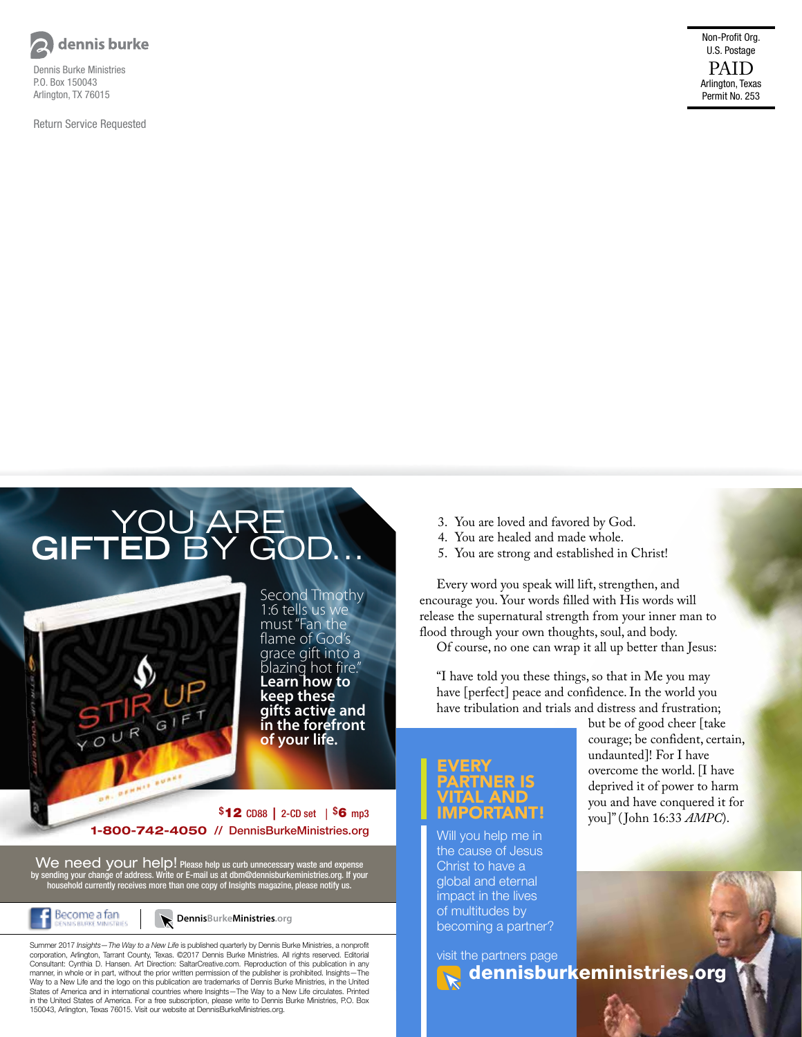dennis burke

Dennis Burke Ministries
P.O. Box 150043
Arlington, TX 76015

Return Service Requested

Non-Profit Org.
U.S. Postage
PAID
Arlington, Texas
Permit No. 253

# YOU ARE GIFTED BY GOD...

Second Timothy 1:6 tells us we must "Fan the flame of God's grace gift into a blazing hot fire." **Learn how to keep these gifts active and in the forefront of your life.**

STIR UP YOUR GIFT — DR. DENNIS BURKE

$12 CD88 | 2-CD set | $6 mp3

**1-800-742-4050 // DennisBurkeMinistries.org**

We need your help! Please help us curb unnecessary waste and expense by sending your change of address. Write or E-mail us at dbm@dennisburkeministries.org. If your household currently receives more than one copy of Insights magazine, please notify us.

Become a fan — Dennis Burke Ministries | DennisBurkeMinistries.org

Summer 2017 *Insights—The Way to a New Life* is published quarterly by Dennis Burke Ministries, a nonprofit corporation, Arlington, Tarrant County, Texas. ©2017 Dennis Burke Ministries. All rights reserved. Editorial Consultant: Cynthia D. Hansen. Art Direction: SaltarCreative.com. Reproduction of this publication in any manner, in whole or in part, without the prior written permission of the publisher is prohibited. Insights—The Way to a New Life and the logo on this publication are trademarks of Dennis Burke Ministries, in the United States of America and in international countries where Insights—The Way to a New Life circulates. Printed in the United States of America. For a free subscription, please write to Dennis Burke Ministries, P.O. Box 150043, Arlington, Texas 76015. Visit our website at DennisBurkeMinistries.org.

3. You are loved and favored by God.
4. You are healed and made whole.
5. You are strong and established in Christ!

Every word you speak will lift, strengthen, and encourage you. Your words filled with His words will release the supernatural strength from your inner man to flood through your own thoughts, soul, and body.

Of course, no one can wrap it all up better than Jesus:

"I have told you these things, so that in Me you may have [perfect] peace and confidence. In the world you have tribulation and trials and distress and frustration; but be of good cheer [take courage; be confident, certain, undaunted]! For I have overcome the world. [I have deprived it of power to harm you and have conquered it for you]" (John 16:33 *AMPC*).

## EVERY PARTNER IS VITAL AND IMPORTANT!

Will you help me in the cause of Jesus Christ to have a global and eternal impact in the lives of multitudes by becoming a partner?

visit the partners page

**dennisburkeministries.org**